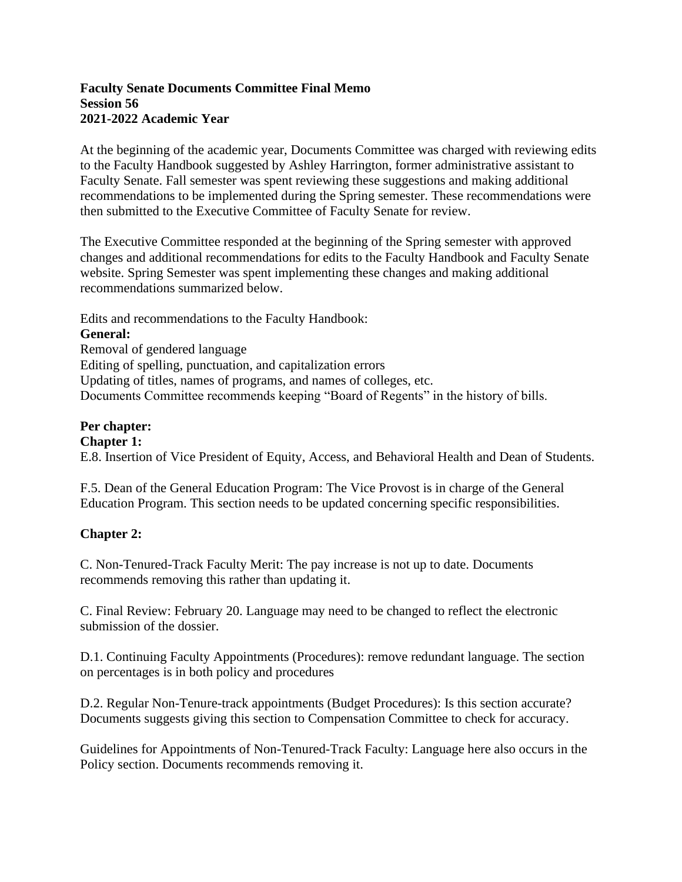**Faculty Senate Documents Committee Final Memo**
**Session 56**
**2021-2022 Academic Year**

At the beginning of the academic year, Documents Committee was charged with reviewing edits to the Faculty Handbook suggested by Ashley Harrington, former administrative assistant to Faculty Senate. Fall semester was spent reviewing these suggestions and making additional recommendations to be implemented during the Spring semester. These recommendations were then submitted to the Executive Committee of Faculty Senate for review.

The Executive Committee responded at the beginning of the Spring semester with approved changes and additional recommendations for edits to the Faculty Handbook and Faculty Senate website. Spring Semester was spent implementing these changes and making additional recommendations summarized below.

Edits and recommendations to the Faculty Handbook:

**General:**

Removal of gendered language
Editing of spelling, punctuation, and capitalization errors
Updating of titles, names of programs, and names of colleges, etc.
Documents Committee recommends keeping "Board of Regents" in the history of bills.

**Per chapter:**

**Chapter 1:**

E.8. Insertion of Vice President of Equity, Access, and Behavioral Health and Dean of Students.

F.5. Dean of the General Education Program: The Vice Provost is in charge of the General Education Program. This section needs to be updated concerning specific responsibilities.

**Chapter 2:**

C. Non-Tenured-Track Faculty Merit: The pay increase is not up to date. Documents recommends removing this rather than updating it.

C. Final Review: February 20. Language may need to be changed to reflect the electronic submission of the dossier.

D.1. Continuing Faculty Appointments (Procedures): remove redundant language. The section on percentages is in both policy and procedures

D.2. Regular Non-Tenure-track appointments (Budget Procedures): Is this section accurate? Documents suggests giving this section to Compensation Committee to check for accuracy.

Guidelines for Appointments of Non-Tenured-Track Faculty: Language here also occurs in the Policy section. Documents recommends removing it.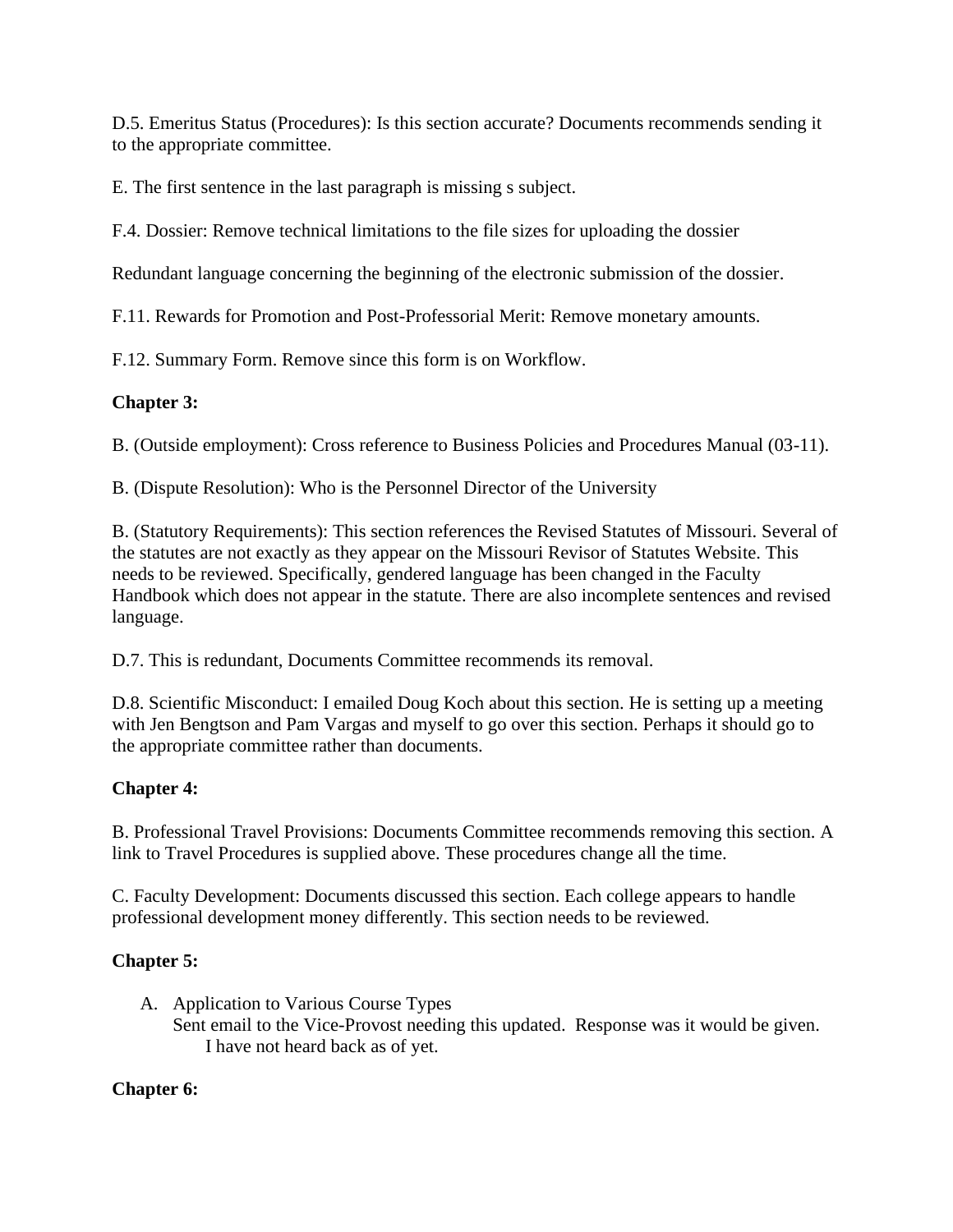D.5. Emeritus Status (Procedures): Is this section accurate? Documents recommends sending it to the appropriate committee.

E. The first sentence in the last paragraph is missing s subject.

F.4. Dossier: Remove technical limitations to the file sizes for uploading the dossier

Redundant language concerning the beginning of the electronic submission of the dossier.

F.11. Rewards for Promotion and Post-Professorial Merit: Remove monetary amounts.

F.12. Summary Form. Remove since this form is on Workflow.

**Chapter 3:**

B. (Outside employment): Cross reference to Business Policies and Procedures Manual (03-11).

B. (Dispute Resolution): Who is the Personnel Director of the University

B. (Statutory Requirements): This section references the Revised Statutes of Missouri. Several of the statutes are not exactly as they appear on the Missouri Revisor of Statutes Website. This needs to be reviewed. Specifically, gendered language has been changed in the Faculty Handbook which does not appear in the statute. There are also incomplete sentences and revised language.

D.7. This is redundant, Documents Committee recommends its removal.

D.8. Scientific Misconduct: I emailed Doug Koch about this section. He is setting up a meeting with Jen Bengtson and Pam Vargas and myself to go over this section. Perhaps it should go to the appropriate committee rather than documents.

**Chapter 4:**

B. Professional Travel Provisions: Documents Committee recommends removing this section. A link to Travel Procedures is supplied above. These procedures change all the time.

C. Faculty Development: Documents discussed this section. Each college appears to handle professional development money differently. This section needs to be reviewed.

**Chapter 5:**

A. Application to Various Course Types
   Sent email to the Vice-Provost needing this updated. Response was it would be given. I have not heard back as of yet.

**Chapter 6:**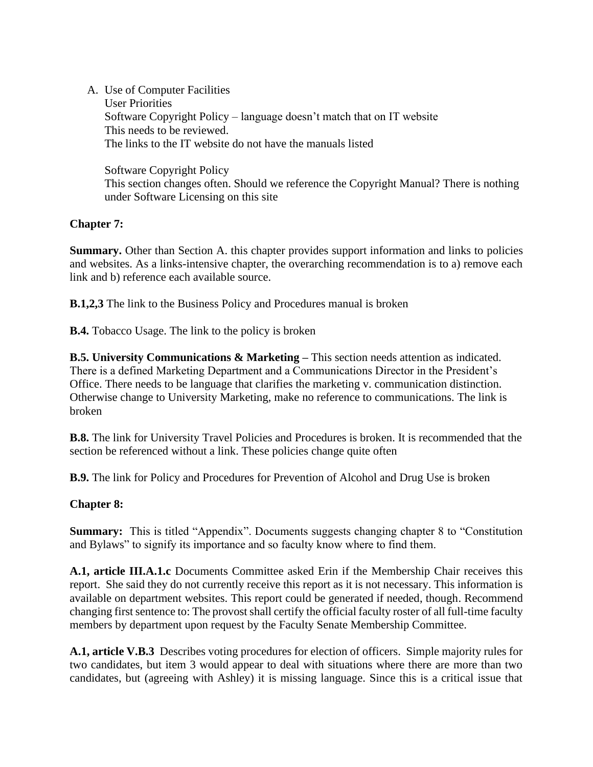A. Use of Computer Facilities
   User Priorities
   Software Copyright Policy – language doesn't match that on IT website
   This needs to be reviewed.
   The links to the IT website do not have the manuals listed

   Software Copyright Policy
   This section changes often. Should we reference the Copyright Manual? There is nothing under Software Licensing on this site

**Chapter 7:**

**Summary.** Other than Section A. this chapter provides support information and links to policies and websites. As a links-intensive chapter, the overarching recommendation is to a) remove each link and b) reference each available source.

**B.1,2,3** The link to the Business Policy and Procedures manual is broken

**B.4.** Tobacco Usage. The link to the policy is broken

**B.5. University Communications & Marketing –** This section needs attention as indicated. There is a defined Marketing Department and a Communications Director in the President's Office. There needs to be language that clarifies the marketing v. communication distinction. Otherwise change to University Marketing, make no reference to communications. The link is broken

**B.8.** The link for University Travel Policies and Procedures is broken. It is recommended that the section be referenced without a link. These policies change quite often

**B.9.** The link for Policy and Procedures for Prevention of Alcohol and Drug Use is broken

**Chapter 8:**

**Summary:** This is titled "Appendix". Documents suggests changing chapter 8 to "Constitution and Bylaws" to signify its importance and so faculty know where to find them.

**A.1, article III.A.1.c** Documents Committee asked Erin if the Membership Chair receives this report. She said they do not currently receive this report as it is not necessary. This information is available on department websites. This report could be generated if needed, though. Recommend changing first sentence to: The provost shall certify the official faculty roster of all full-time faculty members by department upon request by the Faculty Senate Membership Committee.

**A.1, article V.B.3** Describes voting procedures for election of officers. Simple majority rules for two candidates, but item 3 would appear to deal with situations where there are more than two candidates, but (agreeing with Ashley) it is missing language. Since this is a critical issue that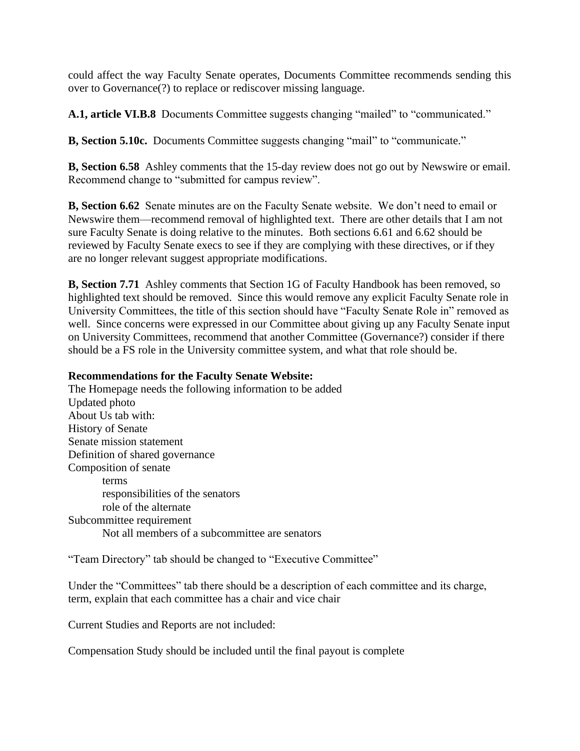could affect the way Faculty Senate operates, Documents Committee recommends sending this over to Governance(?) to replace or rediscover missing language.

**A.1, article VI.B.8** Documents Committee suggests changing "mailed" to "communicated."

**B, Section 5.10c.** Documents Committee suggests changing "mail" to "communicate."

**B, Section 6.58** Ashley comments that the 15-day review does not go out by Newswire or email. Recommend change to "submitted for campus review".

**B, Section 6.62** Senate minutes are on the Faculty Senate website. We don't need to email or Newswire them—recommend removal of highlighted text. There are other details that I am not sure Faculty Senate is doing relative to the minutes. Both sections 6.61 and 6.62 should be reviewed by Faculty Senate execs to see if they are complying with these directives, or if they are no longer relevant suggest appropriate modifications.

**B, Section 7.71** Ashley comments that Section 1G of Faculty Handbook has been removed, so highlighted text should be removed. Since this would remove any explicit Faculty Senate role in University Committees, the title of this section should have "Faculty Senate Role in" removed as well. Since concerns were expressed in our Committee about giving up any Faculty Senate input on University Committees, recommend that another Committee (Governance?) consider if there should be a FS role in the University committee system, and what that role should be.

**Recommendations for the Faculty Senate Website:**

The Homepage needs the following information to be added  
Updated photo  
About Us tab with:  
History of Senate  
Senate mission statement  
Definition of shared governance  
Composition of senate

- terms
- responsibilities of the senators
- role of the alternate

Subcommittee requirement

- Not all members of a subcommittee are senators

"Team Directory" tab should be changed to "Executive Committee"

Under the "Committees" tab there should be a description of each committee and its charge, term, explain that each committee has a chair and vice chair

Current Studies and Reports are not included:

Compensation Study should be included until the final payout is complete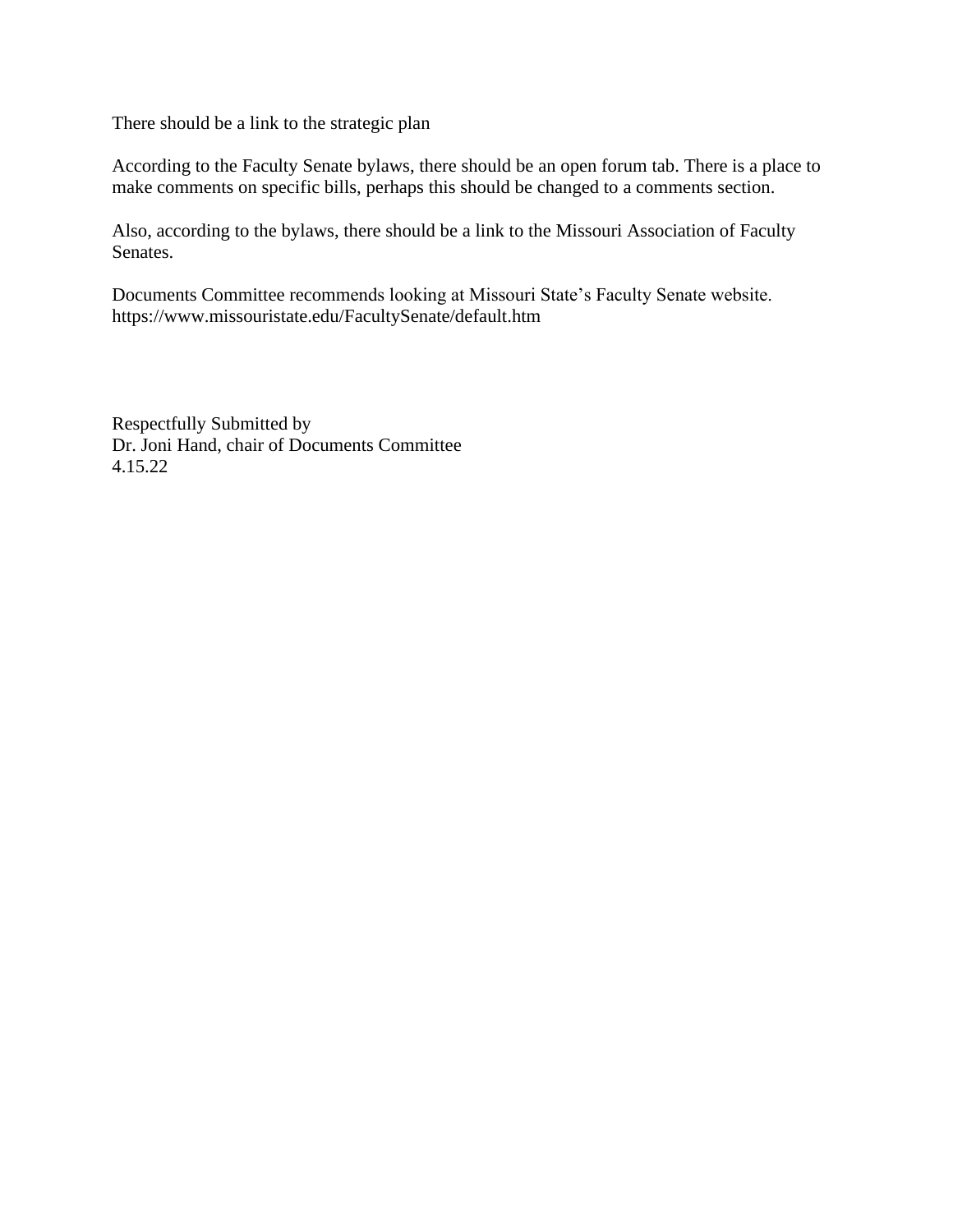There should be a link to the strategic plan

According to the Faculty Senate bylaws, there should be an open forum tab. There is a place to make comments on specific bills, perhaps this should be changed to a comments section.

Also, according to the bylaws, there should be a link to the Missouri Association of Faculty Senates.

Documents Committee recommends looking at Missouri State's Faculty Senate website. https://www.missouristate.edu/FacultySenate/default.htm

Respectfully Submitted by
Dr. Joni Hand, chair of Documents Committee
4.15.22